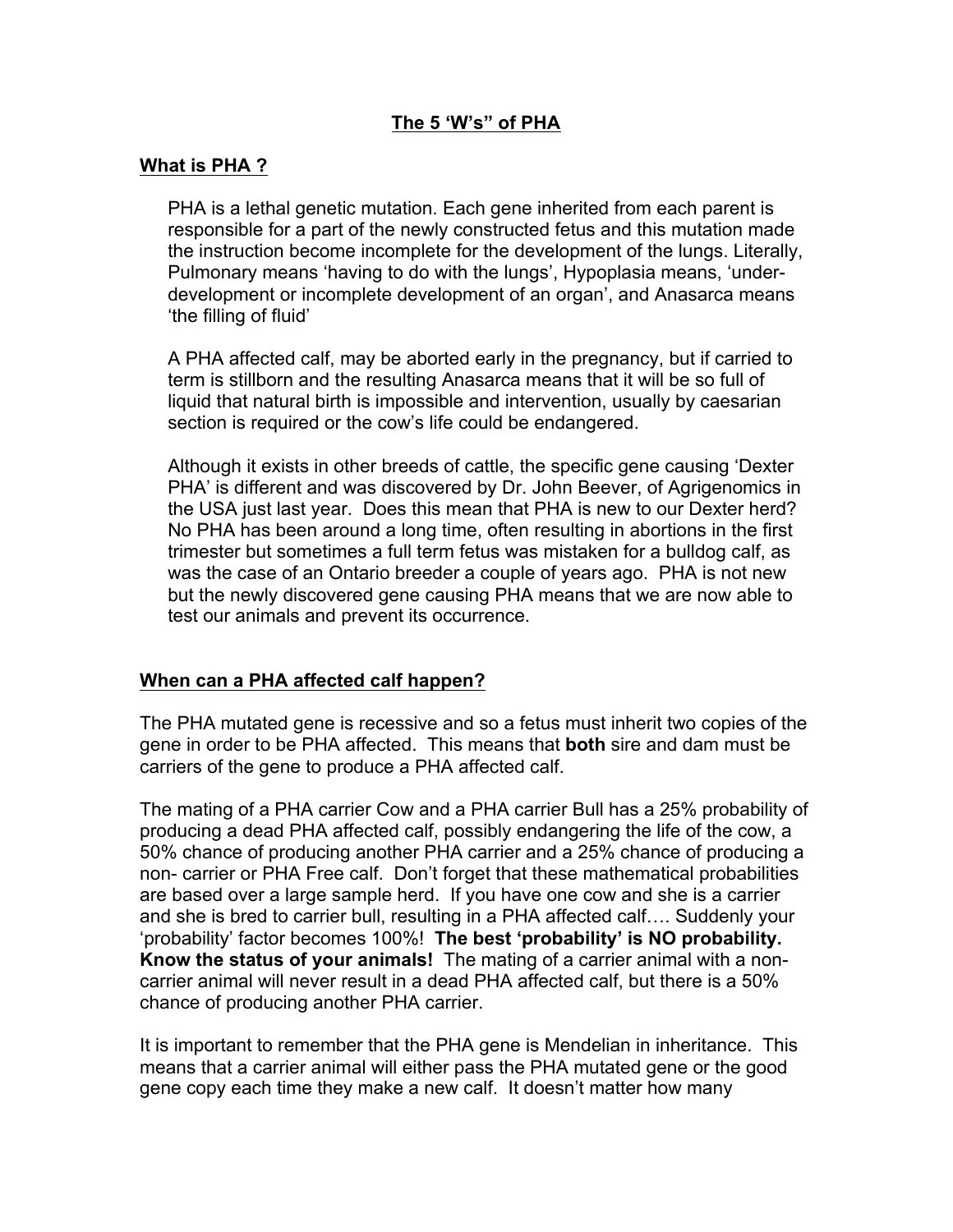# The 5 'W's" of PHA

## What is PHA ?

PHA is a lethal genetic mutation. Each gene inherited from each parent is responsible for a part of the newly constructed fetus and this mutation made the instruction become incomplete for the development of the lungs. Literally, Pulmonary means 'having to do with the lungs', Hypoplasia means, 'under-development or incomplete development of an organ', and Anasarca means 'the filling of fluid'

A PHA affected calf, may be aborted early in the pregnancy, but if carried to term is stillborn and the resulting Anasarca means that it will be so full of liquid that natural birth is impossible and intervention, usually by caesarian section is required or the cow's life could be endangered.

Although it exists in other breeds of cattle, the specific gene causing 'Dexter PHA' is different and was discovered by Dr. John Beever, of Agrigenomics in the USA just last year. Does this mean that PHA is new to our Dexter herd? No PHA has been around a long time, often resulting in abortions in the first trimester but sometimes a full term fetus was mistaken for a bulldog calf, as was the case of an Ontario breeder a couple of years ago. PHA is not new but the newly discovered gene causing PHA means that we are now able to test our animals and prevent its occurrence.

## When can a PHA affected calf happen?

The PHA mutated gene is recessive and so a fetus must inherit two copies of the gene in order to be PHA affected. This means that **both** sire and dam must be carriers of the gene to produce a PHA affected calf.

The mating of a PHA carrier Cow and a PHA carrier Bull has a 25% probability of producing a dead PHA affected calf, possibly endangering the life of the cow, a 50% chance of producing another PHA carrier and a 25% chance of producing a non- carrier or PHA Free calf. Don't forget that these mathematical probabilities are based over a large sample herd. If you have one cow and she is a carrier and she is bred to carrier bull, resulting in a PHA affected calf…. Suddenly your 'probability' factor becomes 100%! **The best 'probability' is NO probability. Know the status of your animals!** The mating of a carrier animal with a non-carrier animal will never result in a dead PHA affected calf, but there is a 50% chance of producing another PHA carrier.

It is important to remember that the PHA gene is Mendelian in inheritance. This means that a carrier animal will either pass the PHA mutated gene or the good gene copy each time they make a new calf. It doesn't matter how many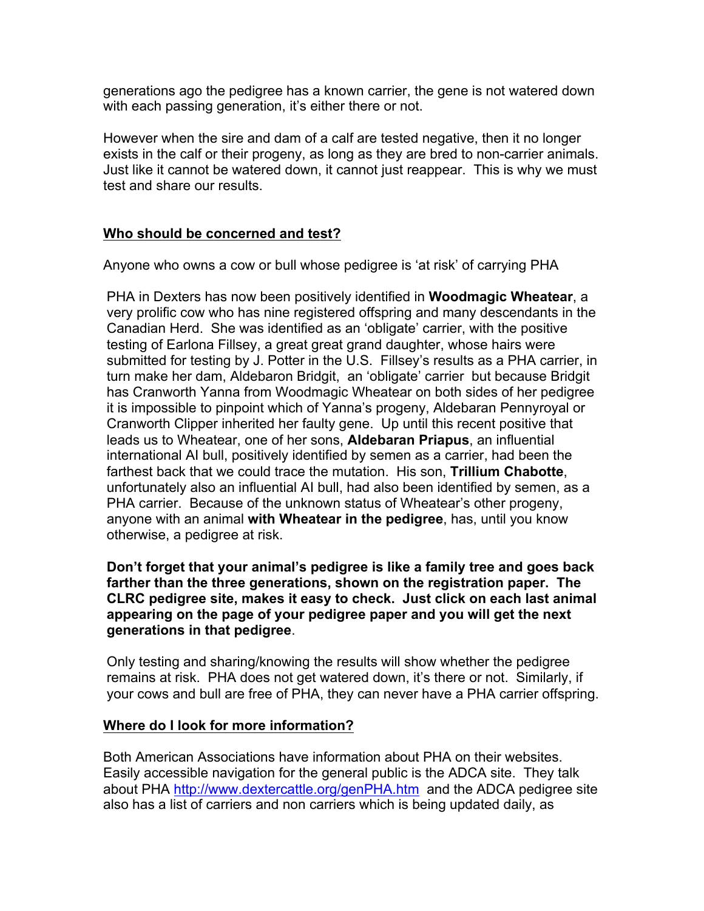generations ago the pedigree has a known carrier, the gene is not watered down with each passing generation, it's either there or not.

However when the sire and dam of a calf are tested negative, then it no longer exists in the calf or their progeny, as long as they are bred to non-carrier animals. Just like it cannot be watered down, it cannot just reappear. This is why we must test and share our results.

## Who should be concerned and test?

Anyone who owns a cow or bull whose pedigree is 'at risk' of carrying PHA

PHA in Dexters has now been positively identified in **Woodmagic Wheatear**, a very prolific cow who has nine registered offspring and many descendants in the Canadian Herd. She was identified as an 'obligate' carrier, with the positive testing of Earlona Fillsey, a great great grand daughter, whose hairs were submitted for testing by J. Potter in the U.S. Fillsey's results as a PHA carrier, in turn make her dam, Aldebaron Bridgit, an 'obligate' carrier but because Bridgit has Cranworth Yanna from Woodmagic Wheatear on both sides of her pedigree it is impossible to pinpoint which of Yanna's progeny, Aldebaran Pennyroyal or Cranworth Clipper inherited her faulty gene. Up until this recent positive that leads us to Wheatear, one of her sons, **Aldebaran Priapus**, an influential international AI bull, positively identified by semen as a carrier, had been the farthest back that we could trace the mutation. His son, **Trillium Chabotte**, unfortunately also an influential AI bull, had also been identified by semen, as a PHA carrier. Because of the unknown status of Wheatear's other progeny, anyone with an animal **with Wheatear in the pedigree**, has, until you know otherwise, a pedigree at risk.

**Don't forget that your animal's pedigree is like a family tree and goes back farther than the three generations, shown on the registration paper. The CLRC pedigree site, makes it easy to check. Just click on each last animal appearing on the page of your pedigree paper and you will get the next generations in that pedigree**.

Only testing and sharing/knowing the results will show whether the pedigree remains at risk. PHA does not get watered down, it's there or not. Similarly, if your cows and bull are free of PHA, they can never have a PHA carrier offspring.

## Where do I look for more information?

Both American Associations have information about PHA on their websites. Easily accessible navigation for the general public is the ADCA site. They talk about PHA http://www.dextercattle.org/genPHA.htm and the ADCA pedigree site also has a list of carriers and non carriers which is being updated daily, as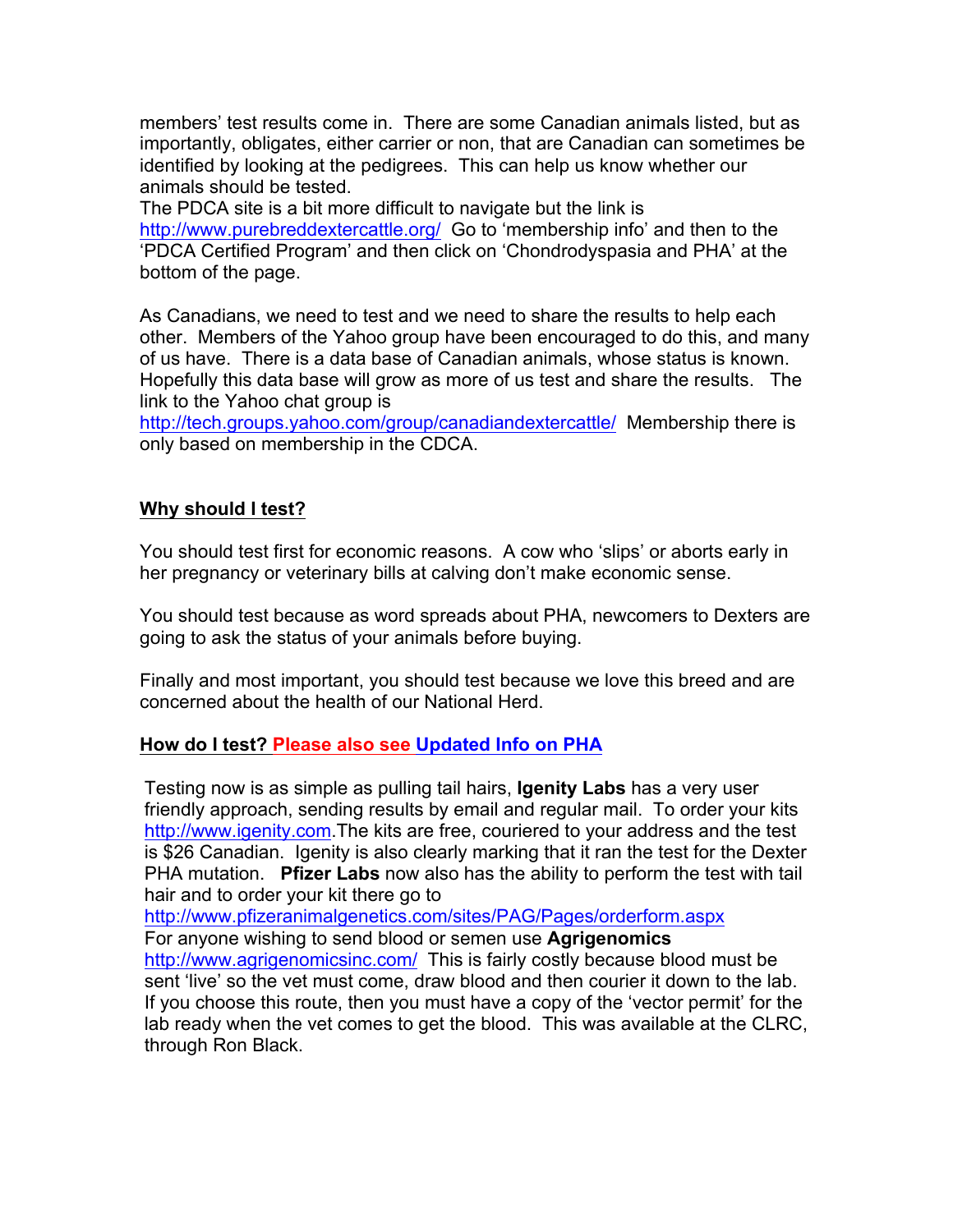members' test results come in. There are some Canadian animals listed, but as importantly, obligates, either carrier or non, that are Canadian can sometimes be identified by looking at the pedigrees. This can help us know whether our animals should be tested.
The PDCA site is a bit more difficult to navigate but the link is http://www.purebreddextercattle.org/ Go to 'membership info' and then to the 'PDCA Certified Program' and then click on 'Chondrodyspasia and PHA' at the bottom of the page.

As Canadians, we need to test and we need to share the results to help each other. Members of the Yahoo group have been encouraged to do this, and many of us have. There is a data base of Canadian animals, whose status is known. Hopefully this data base will grow as more of us test and share the results. The link to the Yahoo chat group is http://tech.groups.yahoo.com/group/canadiandextercattle/ Membership there is only based on membership in the CDCA.

## Why should I test?

You should test first for economic reasons. A cow who 'slips' or aborts early in her pregnancy or veterinary bills at calving don't make economic sense.

You should test because as word spreads about PHA, newcomers to Dexters are going to ask the status of your animals before buying.

Finally and most important, you should test because we love this breed and are concerned about the health of our National Herd.

## How do I test? Please also see Updated Info on PHA

Testing now is as simple as pulling tail hairs, **Igenity Labs** has a very user friendly approach, sending results by email and regular mail. To order your kits http://www.igenity.com.The kits are free, couriered to your address and the test is $26 Canadian. Igenity is also clearly marking that it ran the test for the Dexter PHA mutation. **Pfizer Labs** now also has the ability to perform the test with tail hair and to order your kit there go to
http://www.pfizeranimalgenetics.com/sites/PAG/Pages/orderform.aspx
For anyone wishing to send blood or semen use **Agrigenomics** http://www.agrigenomicsinc.com/ This is fairly costly because blood must be sent 'live' so the vet must come, draw blood and then courier it down to the lab. If you choose this route, then you must have a copy of the 'vector permit' for the lab ready when the vet comes to get the blood. This was available at the CLRC, through Ron Black.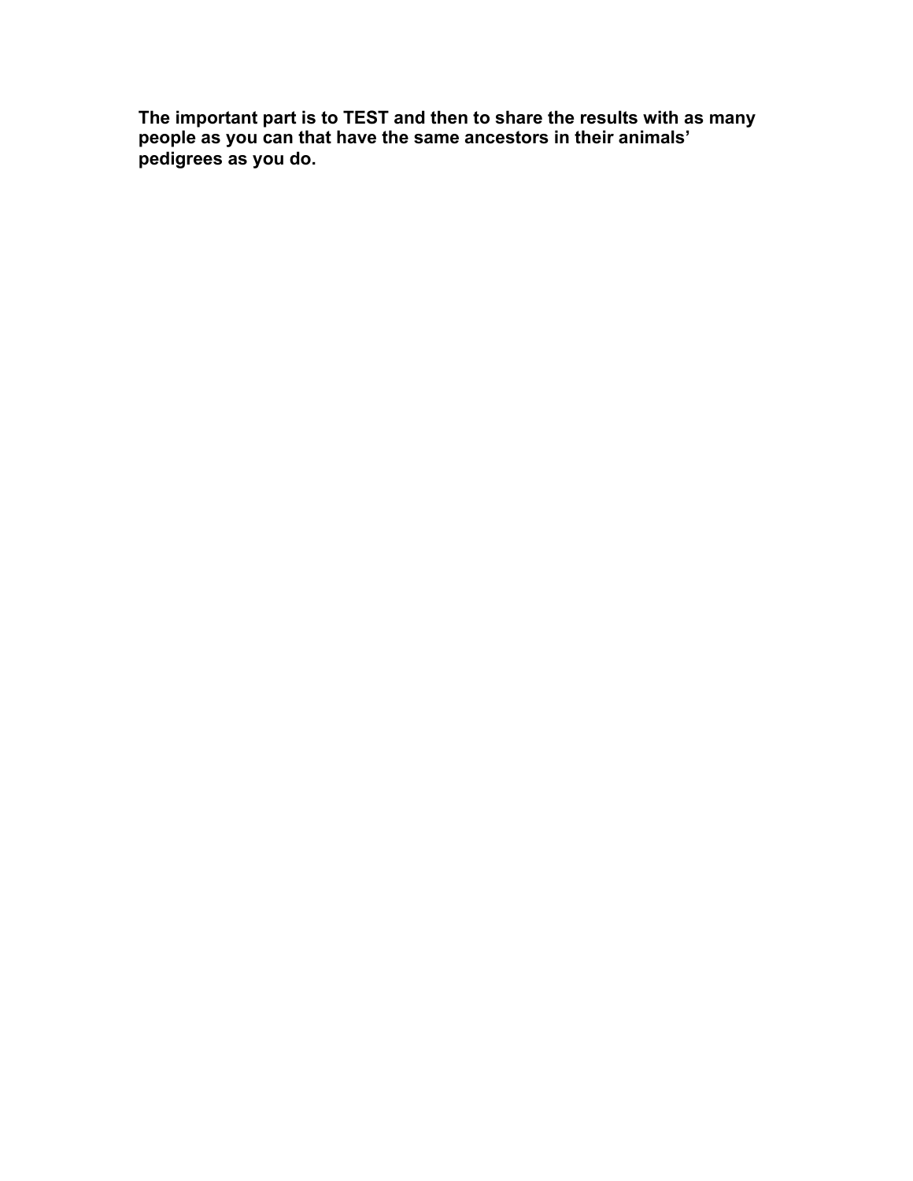**The important part is to TEST and then to share the results with as many people as you can that have the same ancestors in their animals' pedigrees as you do.**